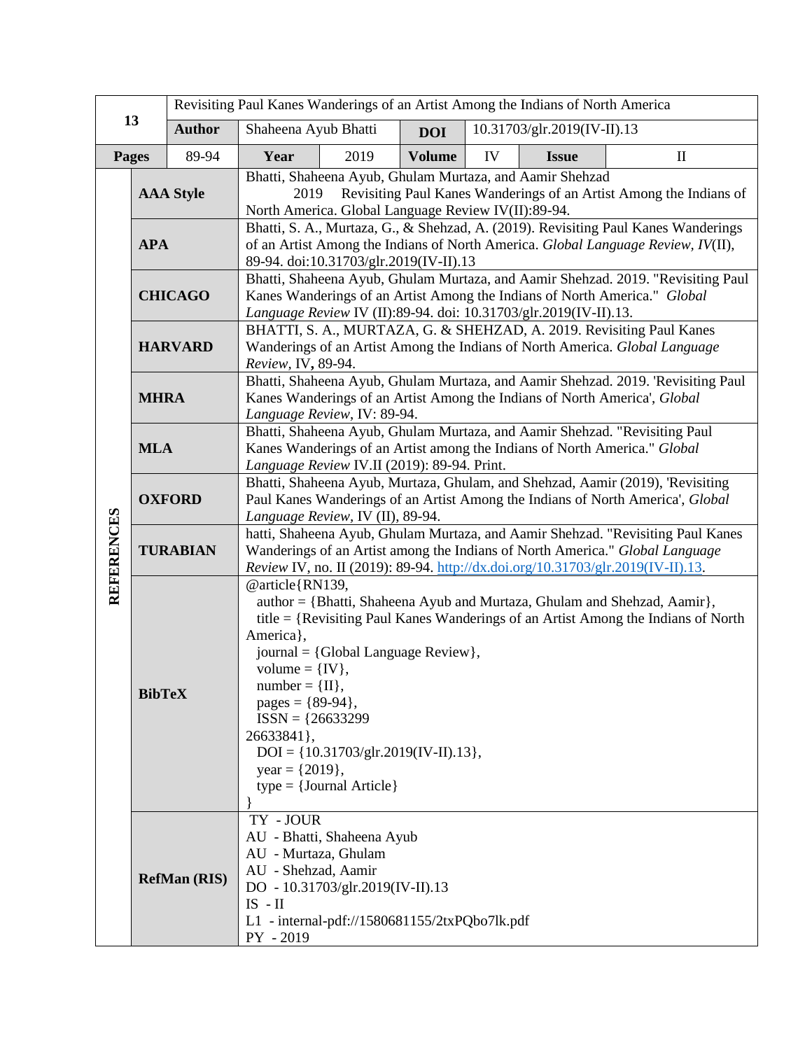| 13 | Revisiting Paul Kanes Wanderings of an Artist Among the Indians of North America | | | | | | |
|---|---|---|---|---|---|---|---|
| | **Author** | Shaheena Ayub Bhatti | | **DOI** | 10.31703/glr.2019(IV-II).13 | | |
| **Pages** | 89-94 | **Year** | 2019 | **Volume** | IV | **Issue** | II |

**REFERENCES**

| Style | Reference |
|---|---|
| **AAA Style** | Bhatti, Shaheena Ayub, Ghulam Murtaza, and Aamir Shehzad 2019 Revisiting Paul Kanes Wanderings of an Artist Among the Indians of North America. Global Language Review IV(II):89-94. |
| **APA** | Bhatti, S. A., Murtaza, G., & Shehzad, A. (2019). Revisiting Paul Kanes Wanderings of an Artist Among the Indians of North America. *Global Language Review*, *IV*(II), 89-94. doi:10.31703/glr.2019(IV-II).13 |
| **CHICAGO** | Bhatti, Shaheena Ayub, Ghulam Murtaza, and Aamir Shehzad. 2019. "Revisiting Paul Kanes Wanderings of an Artist Among the Indians of North America." *Global Language Review* IV (II):89-94. doi: 10.31703/glr.2019(IV-II).13. |
| **HARVARD** | BHATTI, S. A., MURTAZA, G. & SHEHZAD, A. 2019. Revisiting Paul Kanes Wanderings of an Artist Among the Indians of North America. *Global Language Review*, IV**,** 89-94. |
| **MHRA** | Bhatti, Shaheena Ayub, Ghulam Murtaza, and Aamir Shehzad. 2019. 'Revisiting Paul Kanes Wanderings of an Artist Among the Indians of North America', *Global Language Review*, IV: 89-94. |
| **MLA** | Bhatti, Shaheena Ayub, Ghulam Murtaza, and Aamir Shehzad. "Revisiting Paul Kanes Wanderings of an Artist among the Indians of North America." *Global Language Review* IV.II (2019): 89-94. Print. |
| **OXFORD** | Bhatti, Shaheena Ayub, Murtaza, Ghulam, and Shehzad, Aamir (2019), 'Revisiting Paul Kanes Wanderings of an Artist Among the Indians of North America', *Global Language Review*, IV (II), 89-94. |
| **TURABIAN** | hatti, Shaheena Ayub, Ghulam Murtaza, and Aamir Shehzad. "Revisiting Paul Kanes Wanderings of an Artist among the Indians of North America." *Global Language Review* IV, no. II (2019): 89-94. http://dx.doi.org/10.31703/glr.2019(IV-II).13. |
| **BibTeX** | @article{RN139, author = {Bhatti, Shaheena Ayub and Murtaza, Ghulam and Shehzad, Aamir}, title = {Revisiting Paul Kanes Wanderings of an Artist Among the Indians of North America}, journal = {Global Language Review}, volume = {IV}, number = {II}, pages = {89-94}, ISSN = {26633299 26633841}, DOI = {10.31703/glr.2019(IV-II).13}, year = {2019}, type = {Journal Article} } |
| **RefMan (RIS)** | TY - JOUR<br>AU - Bhatti, Shaheena Ayub<br>AU - Murtaza, Ghulam<br>AU - Shehzad, Aamir<br>DO - 10.31703/glr.2019(IV-II).13<br>IS - II<br>L1 - internal-pdf://1580681155/2txPQbo7lk.pdf<br>PY - 2019 |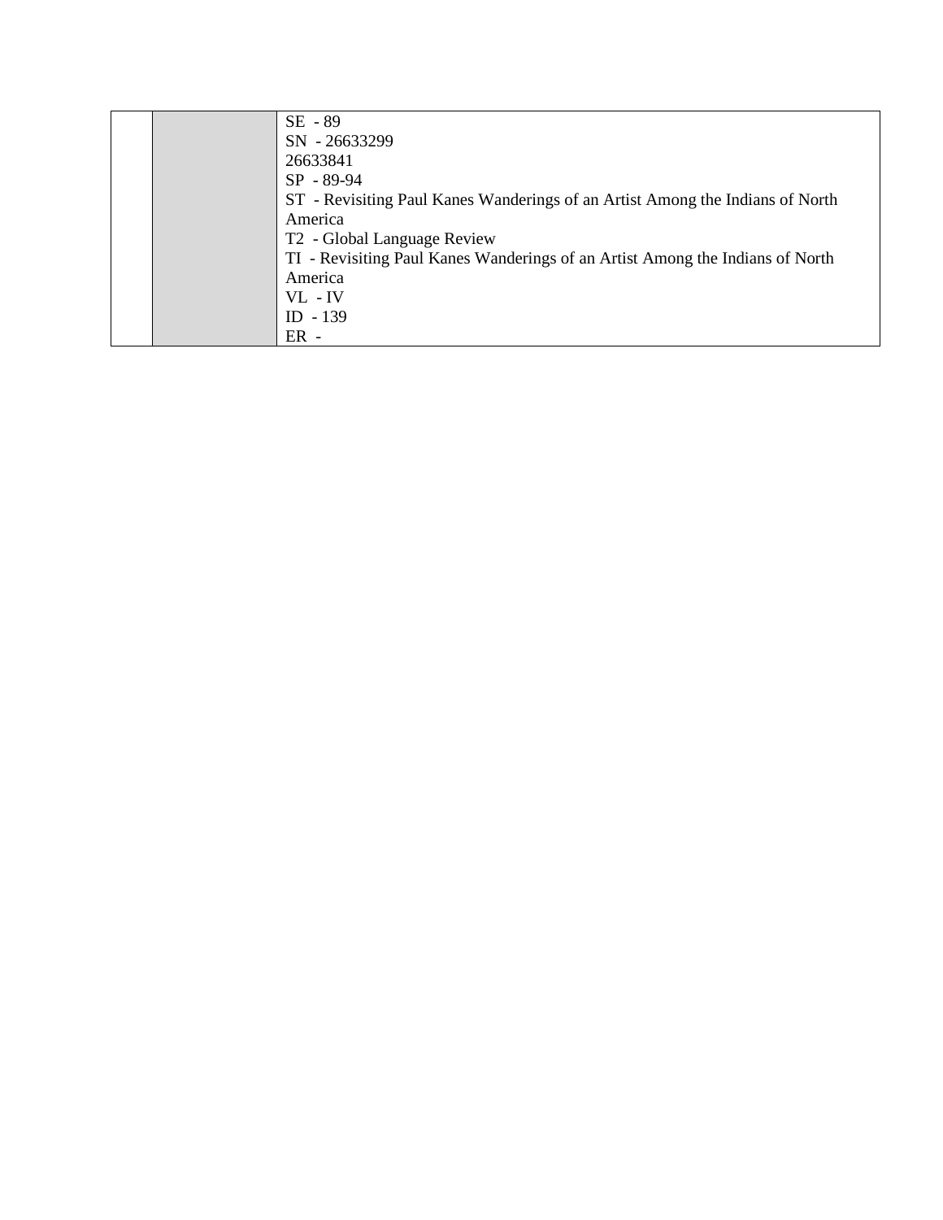| | | |
|---|---|---|
| | | SE - 89<br>SN - 26633299<br>26633841<br>SP - 89-94<br>ST - Revisiting Paul Kanes Wanderings of an Artist Among the Indians of North America<br>T2 - Global Language Review<br>TI - Revisiting Paul Kanes Wanderings of an Artist Among the Indians of North America<br>VL - IV<br>ID - 139<br>ER - |